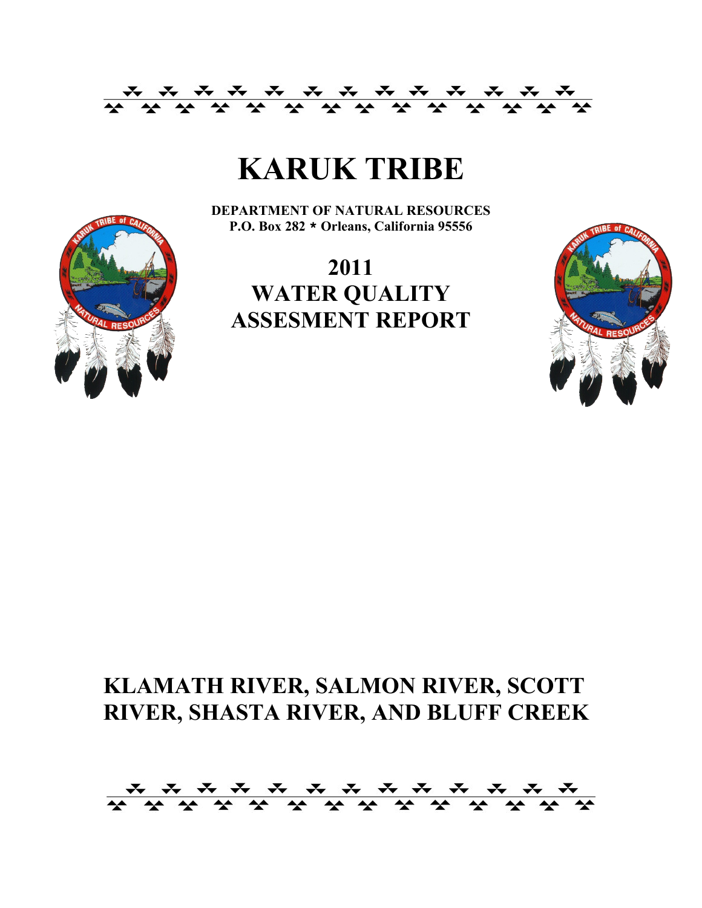# KARUK TRIBE

**DEPARTMENT OF NATURAL RESOURCES**
**P.O. Box 282 * Orleans, California 95556**

## 2011
## WATER QUALITY
## ASSESMENT REPORT

## KLAMATH RIVER, SALMON RIVER, SCOTT RIVER, SHASTA RIVER, AND BLUFF CREEK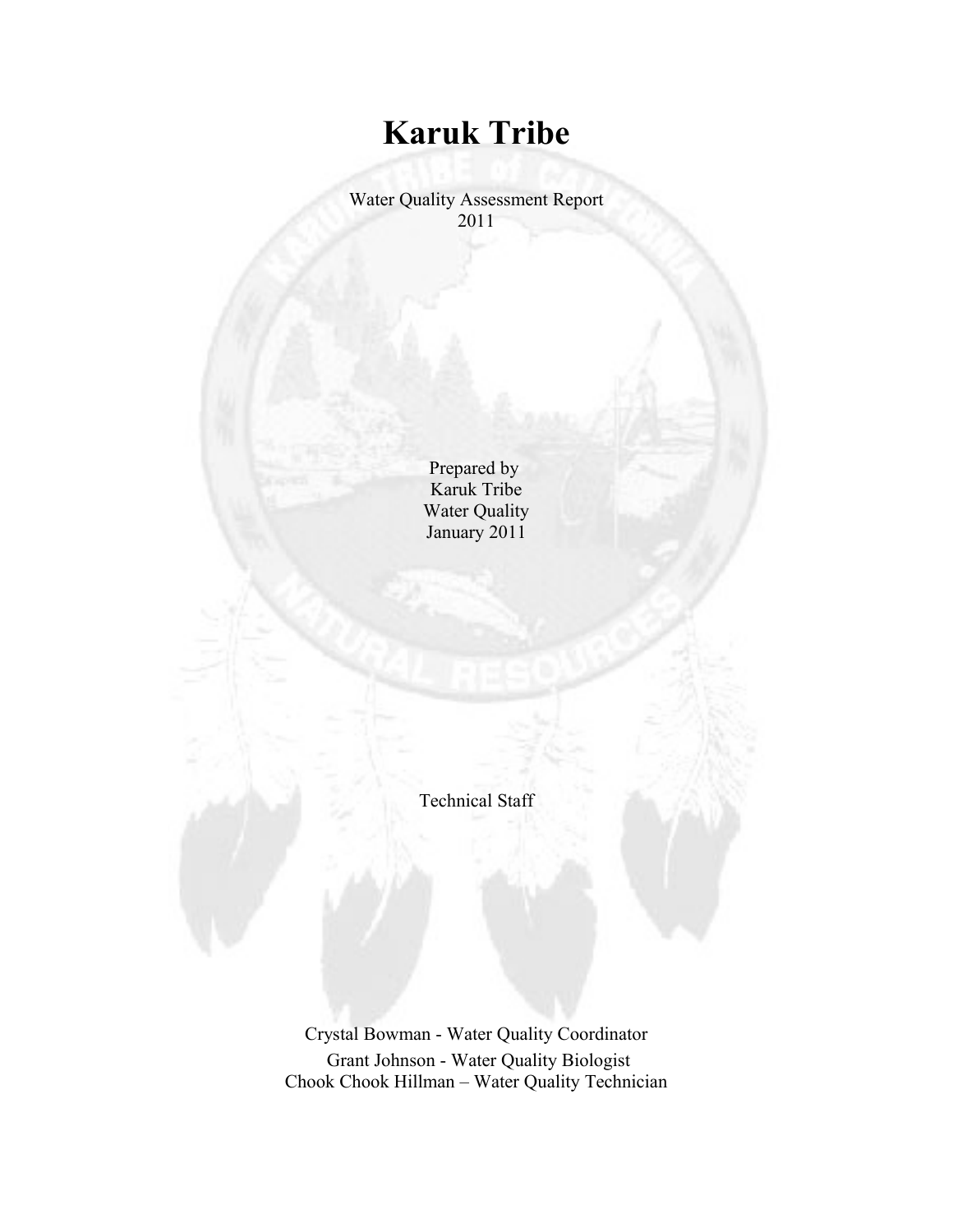# Karuk Tribe

Water Quality Assessment Report
2011

Prepared by
Karuk Tribe
Water Quality
January 2011

Technical Staff

Crystal Bowman - Water Quality Coordinator
Grant Johnson - Water Quality Biologist
Chook Chook Hillman – Water Quality Technician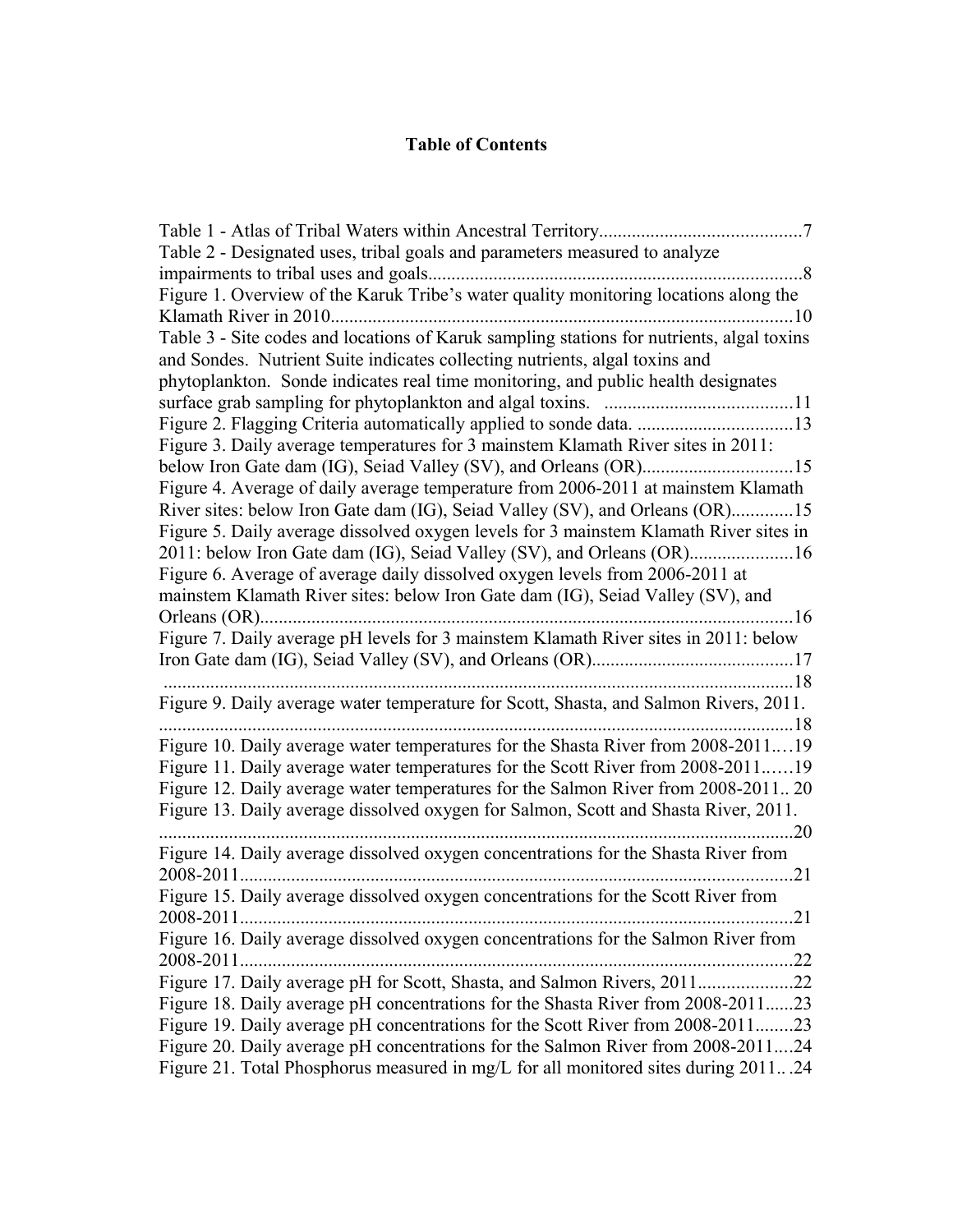# Table of Contents

Table 1 - Atlas of Tribal Waters within Ancestral Territory..........................................7

Table 2 - Designated uses, tribal goals and parameters measured to analyze impairments to tribal uses and goals...............................................................................8

Figure 1. Overview of the Karuk Tribe's water quality monitoring locations along the Klamath River in 2010..................................................................................................10

Table 3 - Site codes and locations of Karuk sampling stations for nutrients, algal toxins and Sondes. Nutrient Suite indicates collecting nutrients, algal toxins and phytoplankton. Sonde indicates real time monitoring, and public health designates surface grab sampling for phytoplankton and algal toxins. ........................................11

Figure 2. Flagging Criteria automatically applied to sonde data. .................................13

Figure 3. Daily average temperatures for 3 mainstem Klamath River sites in 2011: below Iron Gate dam (IG), Seiad Valley (SV), and Orleans (OR)................................15

Figure 4. Average of daily average temperature from 2006-2011 at mainstem Klamath River sites: below Iron Gate dam (IG), Seiad Valley (SV), and Orleans (OR).............15

Figure 5. Daily average dissolved oxygen levels for 3 mainstem Klamath River sites in 2011: below Iron Gate dam (IG), Seiad Valley (SV), and Orleans (OR)......................16

Figure 6. Average of average daily dissolved oxygen levels from 2006-2011 at mainstem Klamath River sites: below Iron Gate dam (IG), Seiad Valley (SV), and Orleans (OR)..................................................................................................................16

Figure 7. Daily average pH levels for 3 mainstem Klamath River sites in 2011: below Iron Gate dam (IG), Seiad Valley (SV), and Orleans (OR)...........................................17

.......................................................................................................................................18

Figure 9. Daily average water temperature for Scott, Shasta, and Salmon Rivers, 2011. .......................................................................................................................................18

Figure 10. Daily average water temperatures for the Shasta River from 2008-2011.…19

Figure 11. Daily average water temperatures for the Scott River from 2008-2011.…..19

Figure 12. Daily average water temperatures for the Salmon River from 2008-2011.. 20

Figure 13. Daily average dissolved oxygen for Salmon, Scott and Shasta River, 2011. .......................................................................................................................................20

Figure 14. Daily average dissolved oxygen concentrations for the Shasta River from 2008-2011.....................................................................................................................21

Figure 15. Daily average dissolved oxygen concentrations for the Scott River from 2008-2011.....................................................................................................................21

Figure 16. Daily average dissolved oxygen concentrations for the Salmon River from 2008-2011.....................................................................................................................22

Figure 17. Daily average pH for Scott, Shasta, and Salmon Rivers, 2011....................22

Figure 18. Daily average pH concentrations for the Shasta River from 2008-2011......23

Figure 19. Daily average pH concentrations for the Scott River from 2008-2011........23

Figure 20. Daily average pH concentrations for the Salmon River from 2008-2011....24

Figure 21. Total Phosphorus measured in mg/L for all monitored sites during 2011.. .24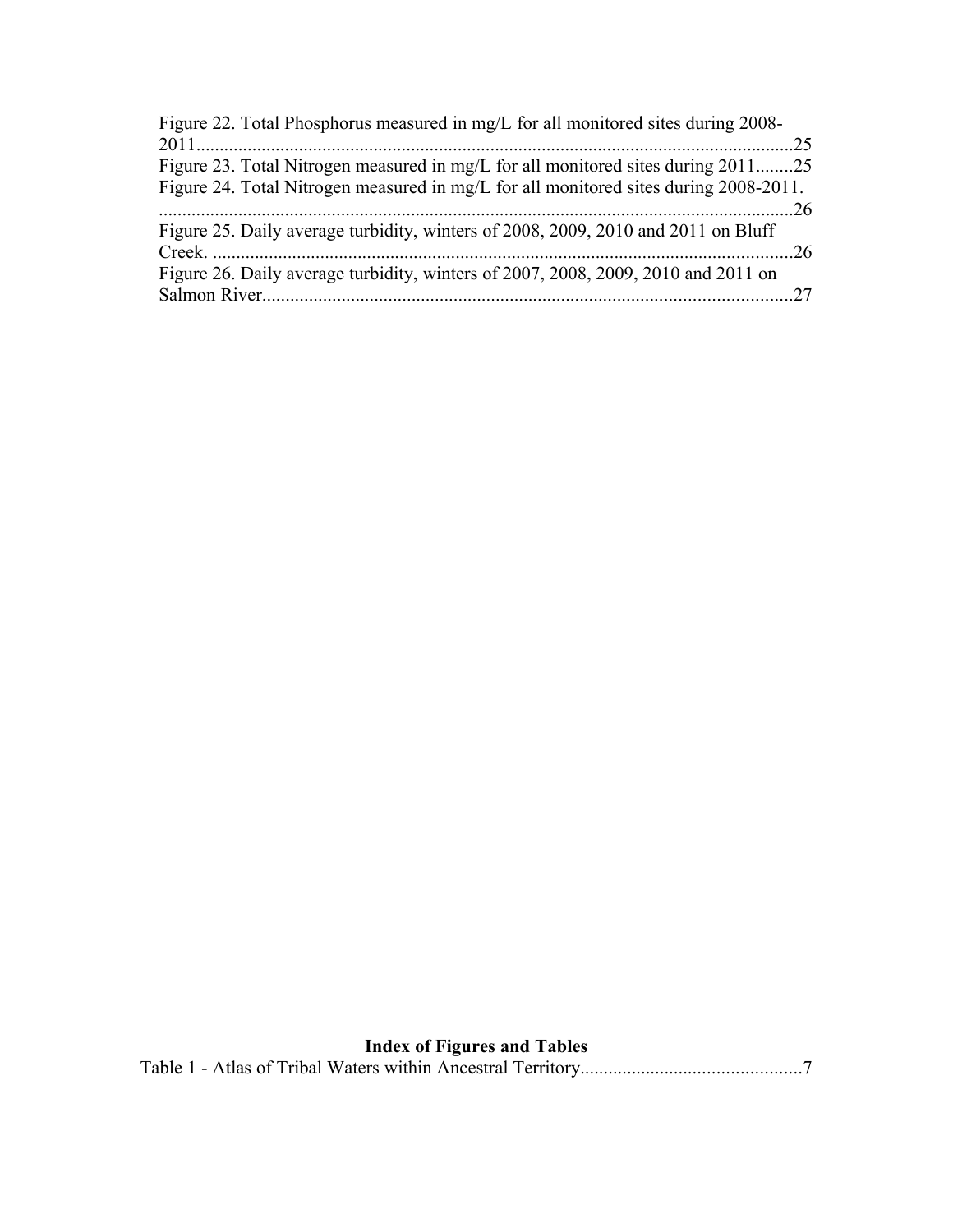Figure 22. Total Phosphorus measured in mg/L for all monitored sites during 2008-2011.........................................................................................................................25
Figure 23. Total Nitrogen measured in mg/L for all monitored sites during 2011........25
Figure 24. Total Nitrogen measured in mg/L for all monitored sites during 2008-2011. .........................................................................................................................26
Figure 25. Daily average turbidity, winters of 2008, 2009, 2010 and 2011 on Bluff Creek. ..........................................................................................................................26
Figure 26. Daily average turbidity, winters of 2007, 2008, 2009, 2010 and 2011 on Salmon River..................................................................................................................27

**Index of Figures and Tables**

Table 1 - Atlas of Tribal Waters within Ancestral Territory..............................................7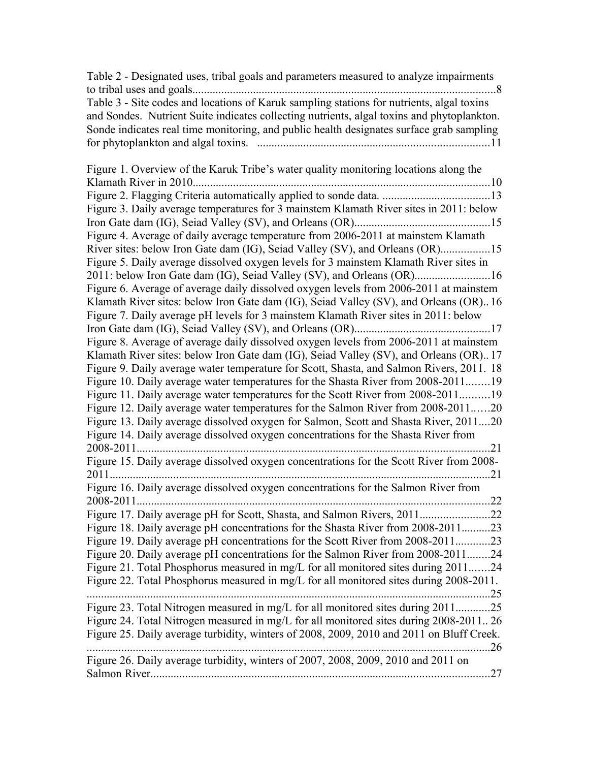Table 2 - Designated uses, tribal goals and parameters measured to analyze impairments to tribal uses and goals.........................................................................................................8

Table 3 - Site codes and locations of Karuk sampling stations for nutrients, algal toxins and Sondes. Nutrient Suite indicates collecting nutrients, algal toxins and phytoplankton. Sonde indicates real time monitoring, and public health designates surface grab sampling for phytoplankton and algal toxins. ...............................................................................11

Figure 1. Overview of the Karuk Tribe's water quality monitoring locations along the Klamath River in 2010.......................................................................................................10

Figure 2. Flagging Criteria automatically applied to sonde data. .....................................13

Figure 3. Daily average temperatures for 3 mainstem Klamath River sites in 2011: below Iron Gate dam (IG), Seiad Valley (SV), and Orleans (OR)..............................................15

Figure 4. Average of daily average temperature from 2006-2011 at mainstem Klamath River sites: below Iron Gate dam (IG), Seiad Valley (SV), and Orleans (OR).................15

Figure 5. Daily average dissolved oxygen levels for 3 mainstem Klamath River sites in 2011: below Iron Gate dam (IG), Seiad Valley (SV), and Orleans (OR)..........................16

Figure 6. Average of average daily dissolved oxygen levels from 2006-2011 at mainstem Klamath River sites: below Iron Gate dam (IG), Seiad Valley (SV), and Orleans (OR).. 16

Figure 7. Daily average pH levels for 3 mainstem Klamath River sites in 2011: below Iron Gate dam (IG), Seiad Valley (SV), and Orleans (OR)..............................................17

Figure 8. Average of average daily dissolved oxygen levels from 2006-2011 at mainstem Klamath River sites: below Iron Gate dam (IG), Seiad Valley (SV), and Orleans (OR).. 17

Figure 9. Daily average water temperature for Scott, Shasta, and Salmon Rivers, 2011. 18

Figure 10. Daily average water temperatures for the Shasta River from 2008-2011........19

Figure 11. Daily average water temperatures for the Scott River from 2008-2011..........19

Figure 12. Daily average water temperatures for the Salmon River from 2008-2011.……20

Figure 13. Daily average dissolved oxygen for Salmon, Scott and Shasta River, 2011....20

Figure 14. Daily average dissolved oxygen concentrations for the Shasta River from 2008-2011..........................................................................................................................21

Figure 15. Daily average dissolved oxygen concentrations for the Scott River from 2008-2011...................................................................................................................................21

Figure 16. Daily average dissolved oxygen concentrations for the Salmon River from 2008-2011..........................................................................................................................22

Figure 17. Daily average pH for Scott, Shasta, and Salmon Rivers, 2011........................22

Figure 18. Daily average pH concentrations for the Shasta River from 2008-2011..........23

Figure 19. Daily average pH concentrations for the Scott River from 2008-2011............23

Figure 20. Daily average pH concentrations for the Salmon River from 2008-2011........24

Figure 21. Total Phosphorus measured in mg/L for all monitored sites during 2011.......24

Figure 22. Total Phosphorus measured in mg/L for all monitored sites during 2008-2011. ...........................................................................................................................................25

Figure 23. Total Nitrogen measured in mg/L for all monitored sites during 2011............25

Figure 24. Total Nitrogen measured in mg/L for all monitored sites during 2008-2011.. 26

Figure 25. Daily average turbidity, winters of 2008, 2009, 2010 and 2011 on Bluff Creek. ...........................................................................................................................................26

Figure 26. Daily average turbidity, winters of 2007, 2008, 2009, 2010 and 2011 on Salmon River....................................................................................................................27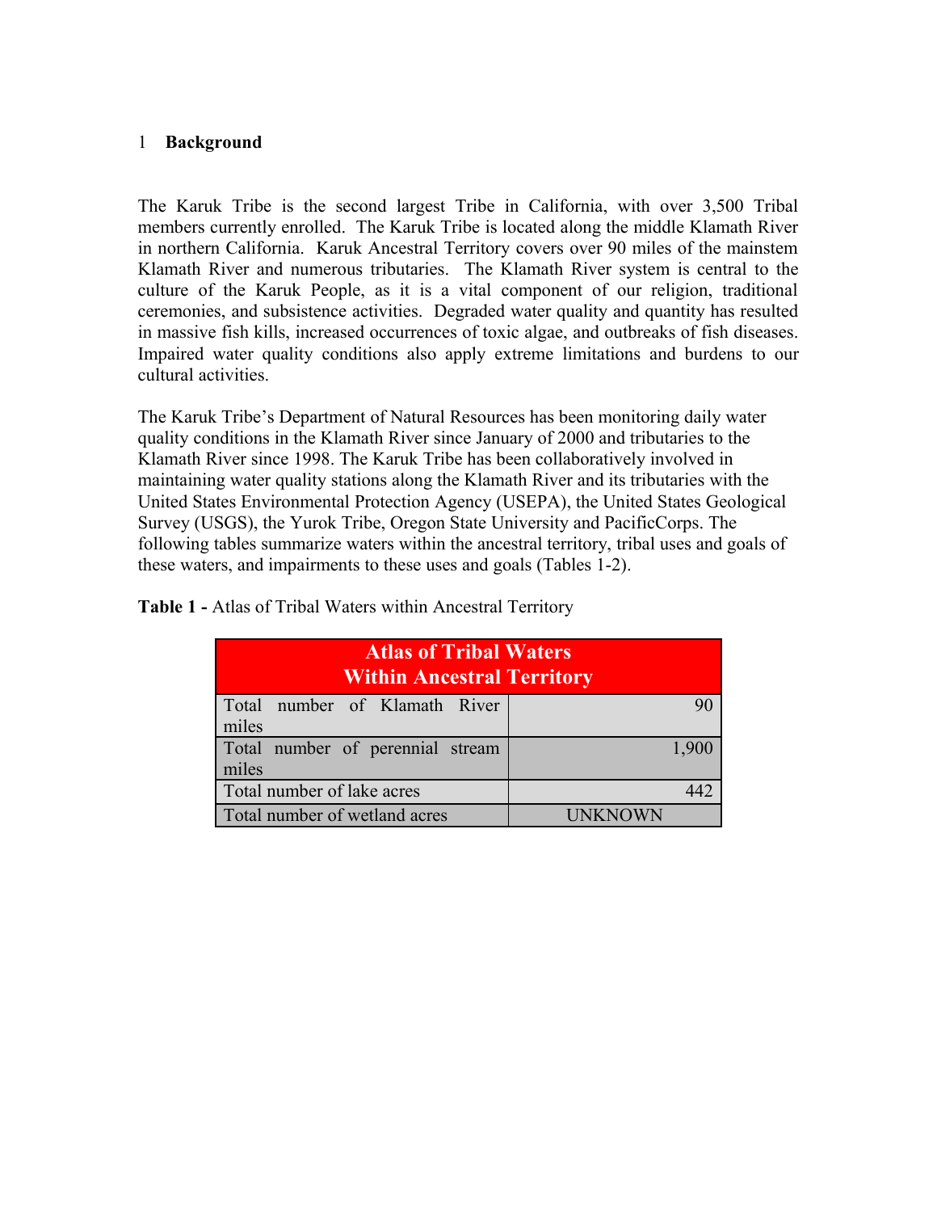# 1 Background

The Karuk Tribe is the second largest Tribe in California, with over 3,500 Tribal members currently enrolled. The Karuk Tribe is located along the middle Klamath River in northern California. Karuk Ancestral Territory covers over 90 miles of the mainstem Klamath River and numerous tributaries. The Klamath River system is central to the culture of the Karuk People, as it is a vital component of our religion, traditional ceremonies, and subsistence activities. Degraded water quality and quantity has resulted in massive fish kills, increased occurrences of toxic algae, and outbreaks of fish diseases. Impaired water quality conditions also apply extreme limitations and burdens to our cultural activities.

The Karuk Tribe's Department of Natural Resources has been monitoring daily water quality conditions in the Klamath River since January of 2000 and tributaries to the Klamath River since 1998. The Karuk Tribe has been collaboratively involved in maintaining water quality stations along the Klamath River and its tributaries with the United States Environmental Protection Agency (USEPA), the United States Geological Survey (USGS), the Yurok Tribe, Oregon State University and PacificCorps. The following tables summarize waters within the ancestral territory, tribal uses and goals of these waters, and impairments to these uses and goals (Tables 1-2).

**Table 1 -** Atlas of Tribal Waters within Ancestral Territory

| Atlas of Tribal Waters Within Ancestral Territory | |
|---|---|
| Total number of Klamath River miles | 90 |
| Total number of perennial stream miles | 1,900 |
| Total number of lake acres | 442 |
| Total number of wetland acres | UNKNOWN |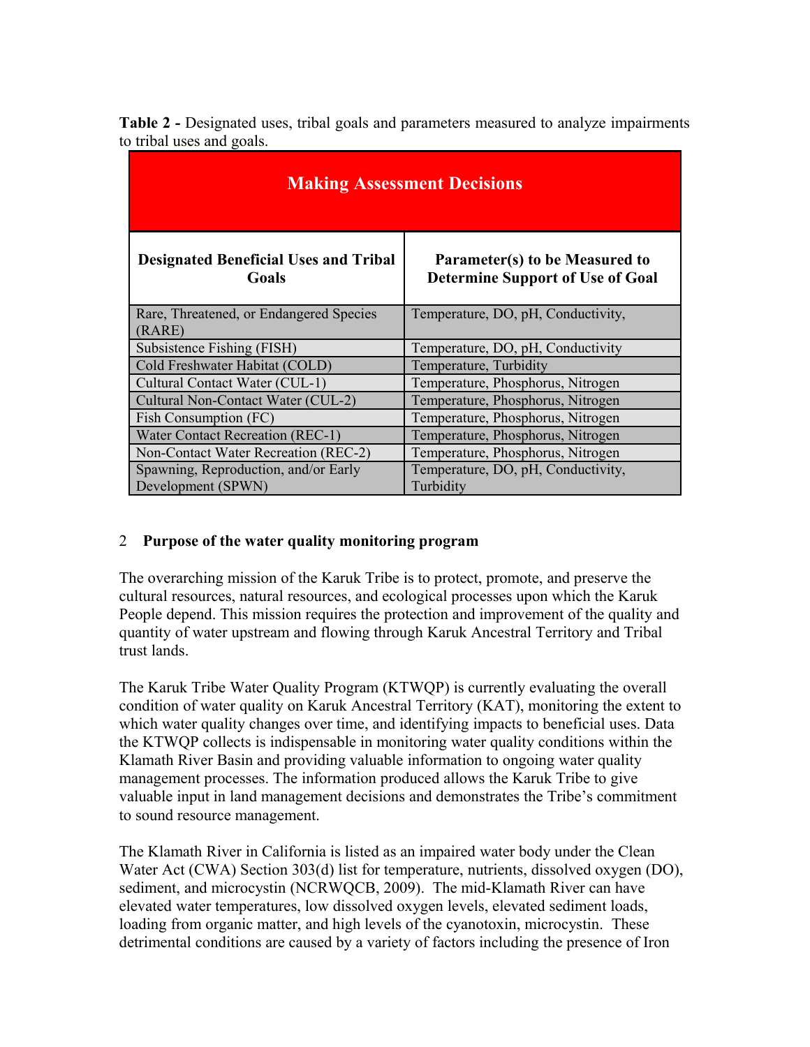**Table 2 -** Designated uses, tribal goals and parameters measured to analyze impairments to tribal uses and goals.

| **Making Assessment Decisions** | |
|---|---|
| **Designated Beneficial Uses and Tribal Goals** | **Parameter(s) to be Measured to Determine Support of Use of Goal** |
| Rare, Threatened, or Endangered Species (RARE) | Temperature, DO, pH, Conductivity, |
| Subsistence Fishing (FISH) | Temperature, DO, pH, Conductivity |
| Cold Freshwater Habitat (COLD) | Temperature, Turbidity |
| Cultural Contact Water (CUL-1) | Temperature, Phosphorus, Nitrogen |
| Cultural Non-Contact Water (CUL-2) | Temperature, Phosphorus, Nitrogen |
| Fish Consumption (FC) | Temperature, Phosphorus, Nitrogen |
| Water Contact Recreation (REC-1) | Temperature, Phosphorus, Nitrogen |
| Non-Contact Water Recreation (REC-2) | Temperature, Phosphorus, Nitrogen |
| Spawning, Reproduction, and/or Early Development (SPWN) | Temperature, DO, pH, Conductivity, Turbidity |

## 2 Purpose of the water quality monitoring program

The overarching mission of the Karuk Tribe is to protect, promote, and preserve the cultural resources, natural resources, and ecological processes upon which the Karuk People depend. This mission requires the protection and improvement of the quality and quantity of water upstream and flowing through Karuk Ancestral Territory and Tribal trust lands.

The Karuk Tribe Water Quality Program (KTWQP) is currently evaluating the overall condition of water quality on Karuk Ancestral Territory (KAT), monitoring the extent to which water quality changes over time, and identifying impacts to beneficial uses. Data the KTWQP collects is indispensable in monitoring water quality conditions within the Klamath River Basin and providing valuable information to ongoing water quality management processes. The information produced allows the Karuk Tribe to give valuable input in land management decisions and demonstrates the Tribe's commitment to sound resource management.

The Klamath River in California is listed as an impaired water body under the Clean Water Act (CWA) Section 303(d) list for temperature, nutrients, dissolved oxygen (DO), sediment, and microcystin (NCRWQCB, 2009). The mid-Klamath River can have elevated water temperatures, low dissolved oxygen levels, elevated sediment loads, loading from organic matter, and high levels of the cyanotoxin, microcystin. These detrimental conditions are caused by a variety of factors including the presence of Iron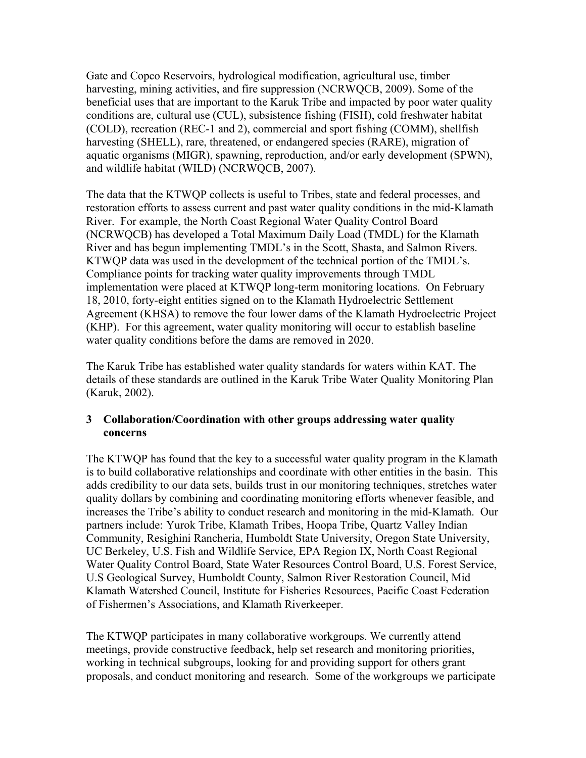Gate and Copco Reservoirs, hydrological modification, agricultural use, timber harvesting, mining activities, and fire suppression (NCRWQCB, 2009). Some of the beneficial uses that are important to the Karuk Tribe and impacted by poor water quality conditions are, cultural use (CUL), subsistence fishing (FISH), cold freshwater habitat (COLD), recreation (REC-1 and 2), commercial and sport fishing (COMM), shellfish harvesting (SHELL), rare, threatened, or endangered species (RARE), migration of aquatic organisms (MIGR), spawning, reproduction, and/or early development (SPWN), and wildlife habitat (WILD) (NCRWQCB, 2007).

The data that the KTWQP collects is useful to Tribes, state and federal processes, and restoration efforts to assess current and past water quality conditions in the mid-Klamath River. For example, the North Coast Regional Water Quality Control Board (NCRWQCB) has developed a Total Maximum Daily Load (TMDL) for the Klamath River and has begun implementing TMDL's in the Scott, Shasta, and Salmon Rivers. KTWQP data was used in the development of the technical portion of the TMDL's. Compliance points for tracking water quality improvements through TMDL implementation were placed at KTWQP long-term monitoring locations. On February 18, 2010, forty-eight entities signed on to the Klamath Hydroelectric Settlement Agreement (KHSA) to remove the four lower dams of the Klamath Hydroelectric Project (KHP). For this agreement, water quality monitoring will occur to establish baseline water quality conditions before the dams are removed in 2020.

The Karuk Tribe has established water quality standards for waters within KAT. The details of these standards are outlined in the Karuk Tribe Water Quality Monitoring Plan (Karuk, 2002).

## 3 Collaboration/Coordination with other groups addressing water quality concerns

The KTWQP has found that the key to a successful water quality program in the Klamath is to build collaborative relationships and coordinate with other entities in the basin. This adds credibility to our data sets, builds trust in our monitoring techniques, stretches water quality dollars by combining and coordinating monitoring efforts whenever feasible, and increases the Tribe's ability to conduct research and monitoring in the mid-Klamath. Our partners include: Yurok Tribe, Klamath Tribes, Hoopa Tribe, Quartz Valley Indian Community, Resighini Rancheria, Humboldt State University, Oregon State University, UC Berkeley, U.S. Fish and Wildlife Service, EPA Region IX, North Coast Regional Water Quality Control Board, State Water Resources Control Board, U.S. Forest Service, U.S Geological Survey, Humboldt County, Salmon River Restoration Council, Mid Klamath Watershed Council, Institute for Fisheries Resources, Pacific Coast Federation of Fishermen's Associations, and Klamath Riverkeeper.

The KTWQP participates in many collaborative workgroups. We currently attend meetings, provide constructive feedback, help set research and monitoring priorities, working in technical subgroups, looking for and providing support for others grant proposals, and conduct monitoring and research. Some of the workgroups we participate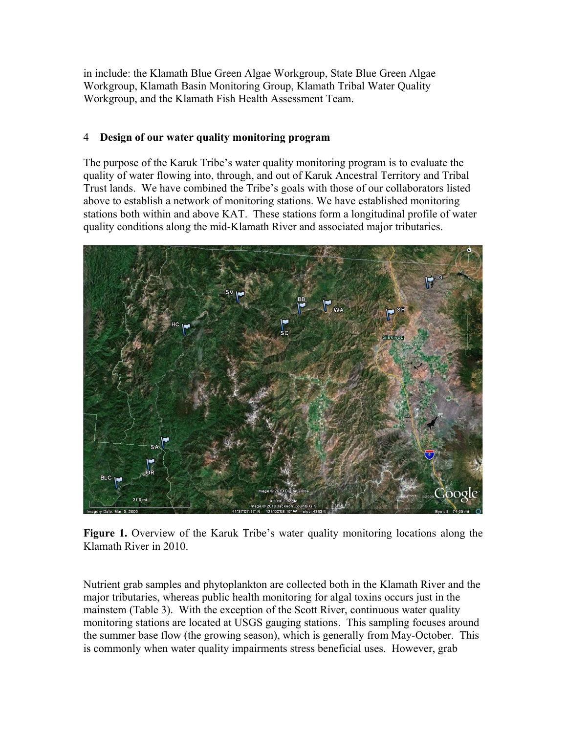in include: the Klamath Blue Green Algae Workgroup, State Blue Green Algae Workgroup, Klamath Basin Monitoring Group, Klamath Tribal Water Quality Workgroup, and the Klamath Fish Health Assessment Team.

## 4 Design of our water quality monitoring program

The purpose of the Karuk Tribe's water quality monitoring program is to evaluate the quality of water flowing into, through, and out of Karuk Ancestral Territory and Tribal Trust lands. We have combined the Tribe's goals with those of our collaborators listed above to establish a network of monitoring stations. We have established monitoring stations both within and above KAT. These stations form a longitudinal profile of water quality conditions along the mid-Klamath River and associated major tributaries.

**Figure 1.** Overview of the Karuk Tribe's water quality monitoring locations along the Klamath River in 2010.

Nutrient grab samples and phytoplankton are collected both in the Klamath River and the major tributaries, whereas public health monitoring for algal toxins occurs just in the mainstem (Table 3). With the exception of the Scott River, continuous water quality monitoring stations are located at USGS gauging stations. This sampling focuses around the summer base flow (the growing season), which is generally from May-October. This is commonly when water quality impairments stress beneficial uses. However, grab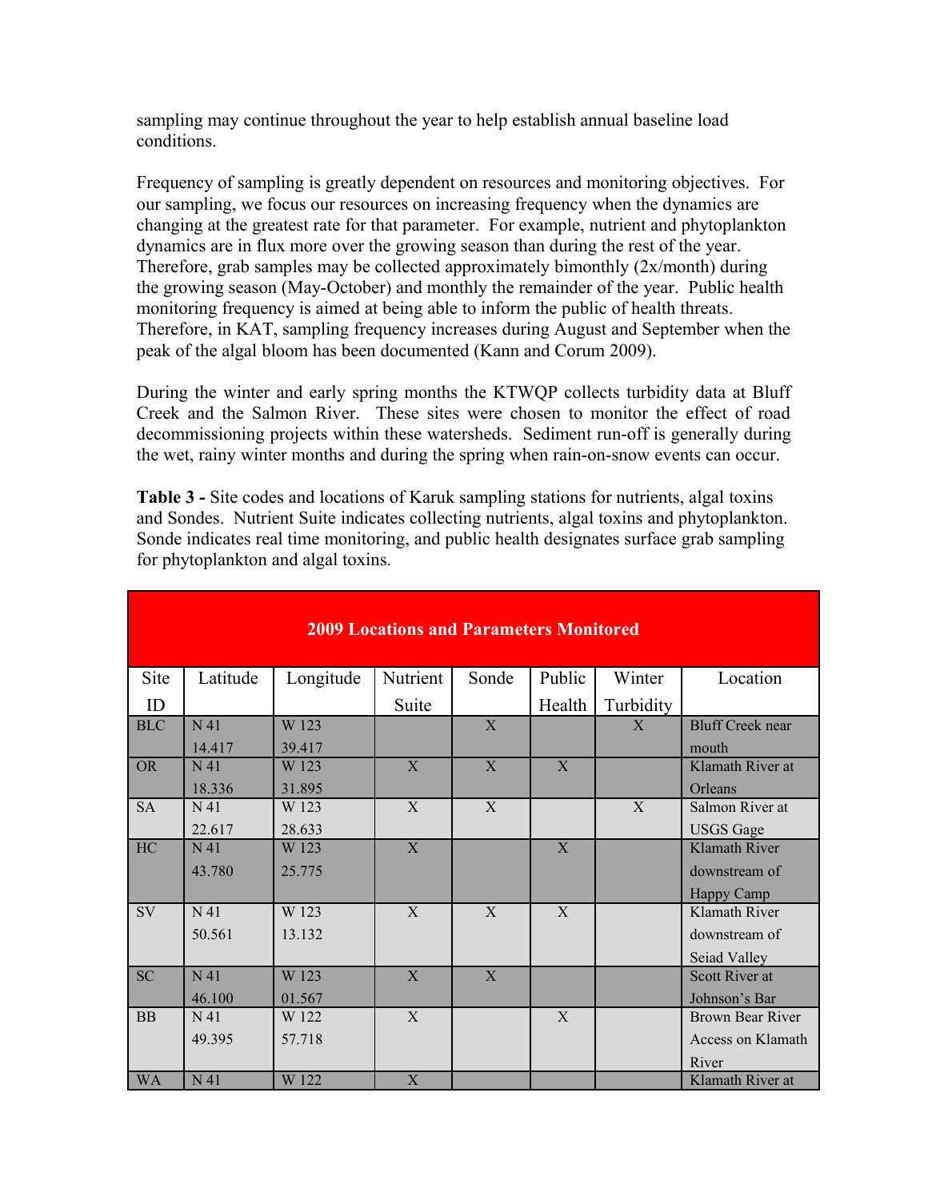sampling may continue throughout the year to help establish annual baseline load conditions.

Frequency of sampling is greatly dependent on resources and monitoring objectives. For our sampling, we focus our resources on increasing frequency when the dynamics are changing at the greatest rate for that parameter. For example, nutrient and phytoplankton dynamics are in flux more over the growing season than during the rest of the year. Therefore, grab samples may be collected approximately bimonthly (2x/month) during the growing season (May-October) and monthly the remainder of the year. Public health monitoring frequency is aimed at being able to inform the public of health threats. Therefore, in KAT, sampling frequency increases during August and September when the peak of the algal bloom has been documented (Kann and Corum 2009).

During the winter and early spring months the KTWQP collects turbidity data at Bluff Creek and the Salmon River. These sites were chosen to monitor the effect of road decommissioning projects within these watersheds. Sediment run-off is generally during the wet, rainy winter months and during the spring when rain-on-snow events can occur.

**Table 3 -** Site codes and locations of Karuk sampling stations for nutrients, algal toxins and Sondes. Nutrient Suite indicates collecting nutrients, algal toxins and phytoplankton. Sonde indicates real time monitoring, and public health designates surface grab sampling for phytoplankton and algal toxins.

| **2009 Locations and Parameters Monitored** | | | | | | | |
|---|---|---|---|---|---|---|---|
| Site ID | Latitude | Longitude | Nutrient Suite | Sonde | Public Health | Winter Turbidity | Location |
| BLC | N 41 14.417 | W 123 39.417 | | X | | X | Bluff Creek near mouth |
| OR | N 41 18.336 | W 123 31.895 | X | X | X | | Klamath River at Orleans |
| SA | N 41 22.617 | W 123 28.633 | X | X | | X | Salmon River at USGS Gage |
| HC | N 41 43.780 | W 123 25.775 | X | | X | | Klamath River downstream of Happy Camp |
| SV | N 41 50.561 | W 123 13.132 | X | X | X | | Klamath River downstream of Seiad Valley |
| SC | N 41 46.100 | W 123 01.567 | X | X | | | Scott River at Johnson's Bar |
| BB | N 41 49.395 | W 122 57.718 | X | | X | | Brown Bear River Access on Klamath River |
| WA | N 41 | W 122 | X | | | | Klamath River at |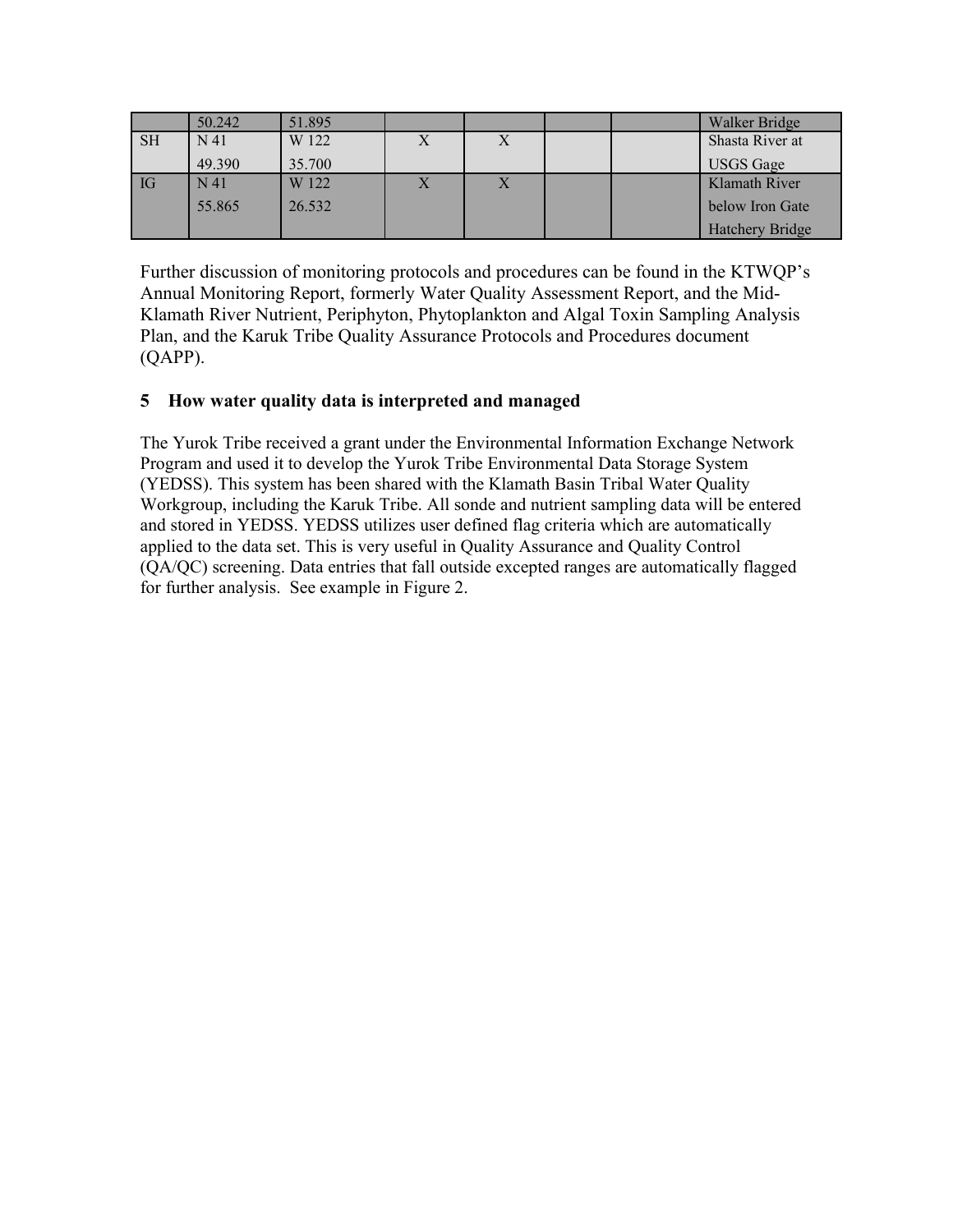|  | 50.242 | 51.895 |  |  |  |  | Walker Bridge |
| --- | --- | --- | --- | --- | --- | --- | --- |
| SH | N 41 49.390 | W 122 35.700 | X | X |  |  | Shasta River at USGS Gage |
| IG | N 41 55.865 | W 122 26.532 | X | X |  |  | Klamath River below Iron Gate Hatchery Bridge |

Further discussion of monitoring protocols and procedures can be found in the KTWQP's Annual Monitoring Report, formerly Water Quality Assessment Report, and the Mid-Klamath River Nutrient, Periphyton, Phytoplankton and Algal Toxin Sampling Analysis Plan, and the Karuk Tribe Quality Assurance Protocols and Procedures document (QAPP).

## 5 How water quality data is interpreted and managed

The Yurok Tribe received a grant under the Environmental Information Exchange Network Program and used it to develop the Yurok Tribe Environmental Data Storage System (YEDSS). This system has been shared with the Klamath Basin Tribal Water Quality Workgroup, including the Karuk Tribe. All sonde and nutrient sampling data will be entered and stored in YEDSS. YEDSS utilizes user defined flag criteria which are automatically applied to the data set. This is very useful in Quality Assurance and Quality Control (QA/QC) screening. Data entries that fall outside excepted ranges are automatically flagged for further analysis. See example in Figure 2.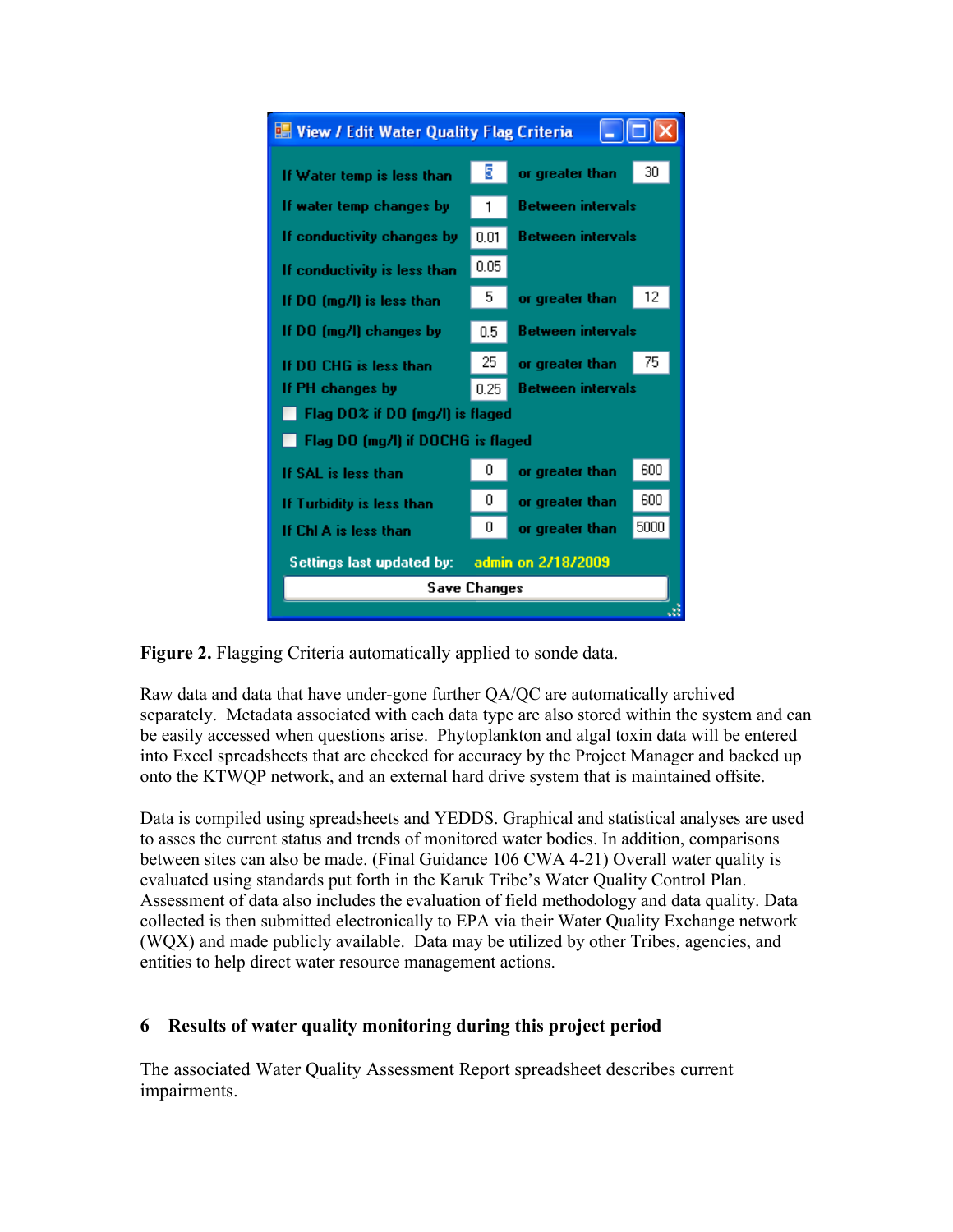| View / Edit Water Quality Flag Criteria | | | |
|---|---|---|---|
| If Water temp is less than | 5 | or greater than | 30 |
| If water temp changes by | 1 | Between intervals | |
| If conductivity changes by | 0.01 | Between intervals | |
| If conductivity is less than | 0.05 | | |
| If DO (mg/l) is less than | 5 | or greater than | 12 |
| If DO (mg/l) changes by | 0.5 | Between intervals | |
| If DO CHG is less than | 25 | or greater than | 75 |
| If PH changes by | 0.25 | Between intervals | |
| ☐ Flag DO% if DO (mg/l) is flaged | | | |
| ☐ Flag DO (mg/l) if DOCHG is flaged | | | |
| If SAL is less than | 0 | or greater than | 600 |
| If Turbidity is less than | 0 | or greater than | 600 |
| If Chl A is less than | 0 | or greater than | 5000 |
| Settings last updated by: | admin on 2/18/2009 | | |
| Save Changes | | | |

**Figure 2.** Flagging Criteria automatically applied to sonde data.

Raw data and data that have under-gone further QA/QC are automatically archived separately. Metadata associated with each data type are also stored within the system and can be easily accessed when questions arise. Phytoplankton and algal toxin data will be entered into Excel spreadsheets that are checked for accuracy by the Project Manager and backed up onto the KTWQP network, and an external hard drive system that is maintained offsite.

Data is compiled using spreadsheets and YEDDS. Graphical and statistical analyses are used to asses the current status and trends of monitored water bodies. In addition, comparisons between sites can also be made. (Final Guidance 106 CWA 4-21) Overall water quality is evaluated using standards put forth in the Karuk Tribe's Water Quality Control Plan. Assessment of data also includes the evaluation of field methodology and data quality. Data collected is then submitted electronically to EPA via their Water Quality Exchange network (WQX) and made publicly available. Data may be utilized by other Tribes, agencies, and entities to help direct water resource management actions.

## 6 Results of water quality monitoring during this project period

The associated Water Quality Assessment Report spreadsheet describes current impairments.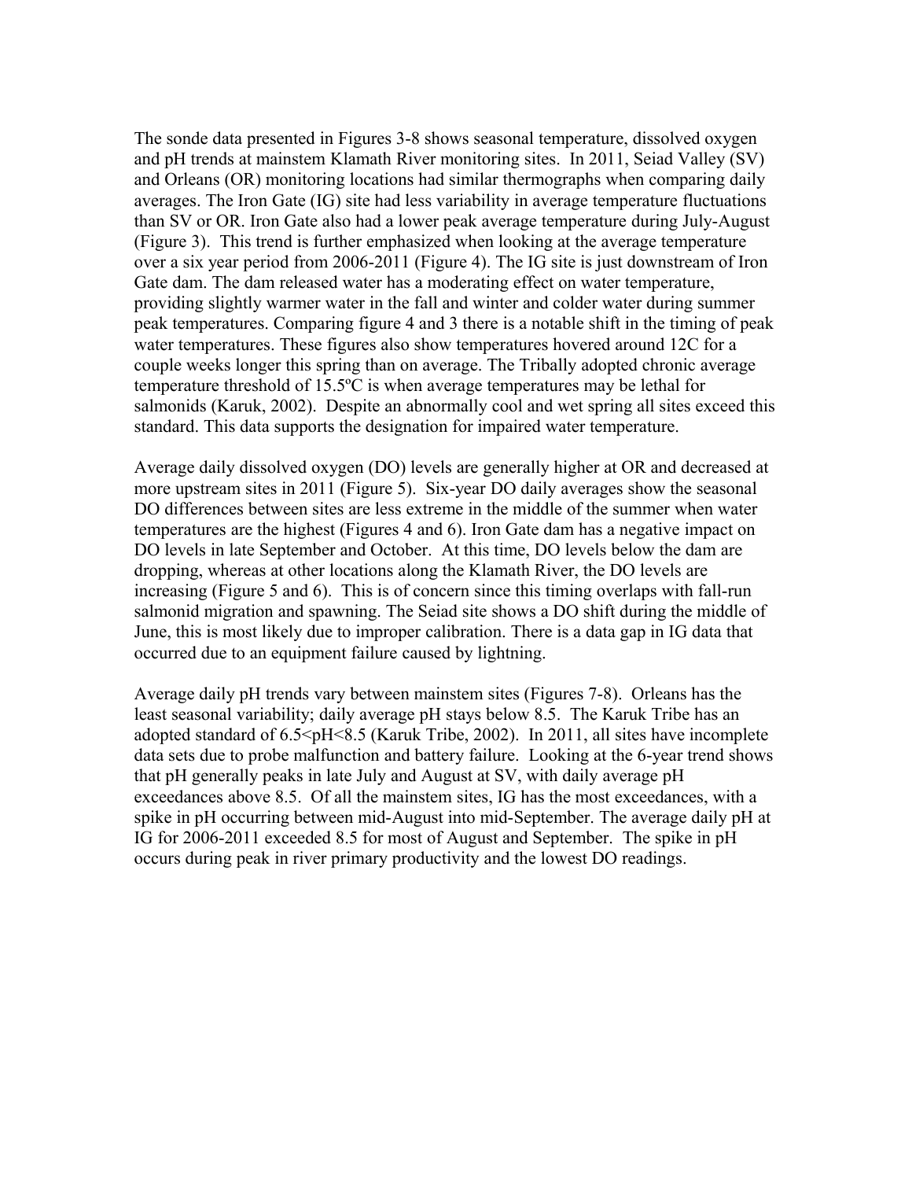The sonde data presented in Figures 3-8 shows seasonal temperature, dissolved oxygen and pH trends at mainstem Klamath River monitoring sites. In 2011, Seiad Valley (SV) and Orleans (OR) monitoring locations had similar thermographs when comparing daily averages. The Iron Gate (IG) site had less variability in average temperature fluctuations than SV or OR. Iron Gate also had a lower peak average temperature during July-August (Figure 3). This trend is further emphasized when looking at the average temperature over a six year period from 2006-2011 (Figure 4). The IG site is just downstream of Iron Gate dam. The dam released water has a moderating effect on water temperature, providing slightly warmer water in the fall and winter and colder water during summer peak temperatures. Comparing figure 4 and 3 there is a notable shift in the timing of peak water temperatures. These figures also show temperatures hovered around 12C for a couple weeks longer this spring than on average. The Tribally adopted chronic average temperature threshold of 15.5ºC is when average temperatures may be lethal for salmonids (Karuk, 2002). Despite an abnormally cool and wet spring all sites exceed this standard. This data supports the designation for impaired water temperature.

Average daily dissolved oxygen (DO) levels are generally higher at OR and decreased at more upstream sites in 2011 (Figure 5). Six-year DO daily averages show the seasonal DO differences between sites are less extreme in the middle of the summer when water temperatures are the highest (Figures 4 and 6). Iron Gate dam has a negative impact on DO levels in late September and October. At this time, DO levels below the dam are dropping, whereas at other locations along the Klamath River, the DO levels are increasing (Figure 5 and 6). This is of concern since this timing overlaps with fall-run salmonid migration and spawning. The Seiad site shows a DO shift during the middle of June, this is most likely due to improper calibration. There is a data gap in IG data that occurred due to an equipment failure caused by lightning.

Average daily pH trends vary between mainstem sites (Figures 7-8). Orleans has the least seasonal variability; daily average pH stays below 8.5. The Karuk Tribe has an adopted standard of $6.5<pH<8.5$ (Karuk Tribe, 2002). In 2011, all sites have incomplete data sets due to probe malfunction and battery failure. Looking at the 6-year trend shows that pH generally peaks in late July and August at SV, with daily average pH exceedances above 8.5. Of all the mainstem sites, IG has the most exceedances, with a spike in pH occurring between mid-August into mid-September. The average daily pH at IG for 2006-2011 exceeded 8.5 for most of August and September. The spike in pH occurs during peak in river primary productivity and the lowest DO readings.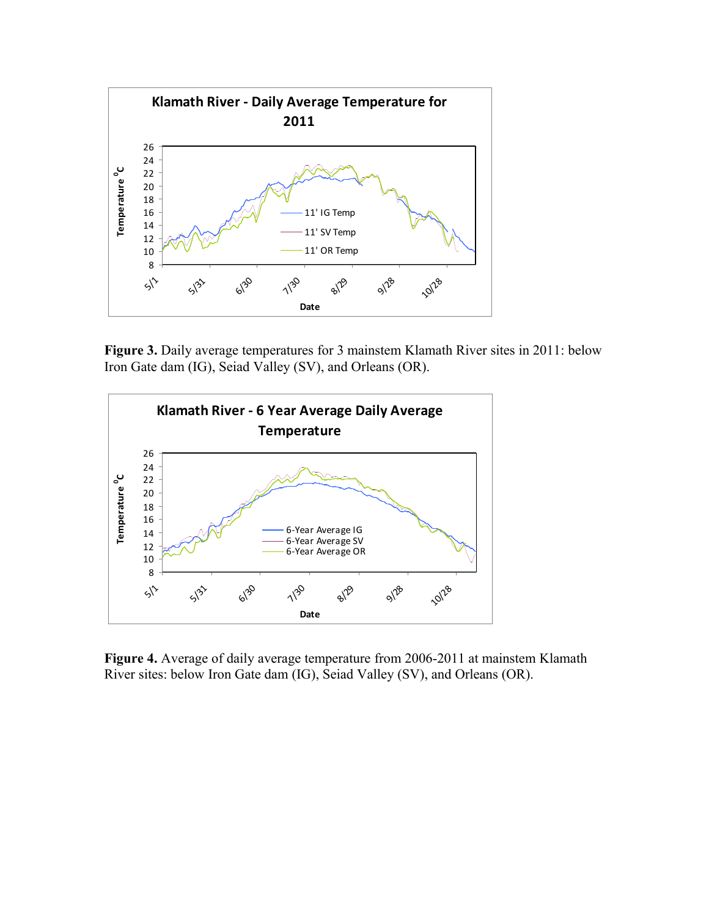**Figure 3.** Daily average temperatures for 3 mainstem Klamath River sites in 2011: below Iron Gate dam (IG), Seiad Valley (SV), and Orleans (OR).

**Figure 4.** Average of daily average temperature from 2006-2011 at mainstem Klamath River sites: below Iron Gate dam (IG), Seiad Valley (SV), and Orleans (OR).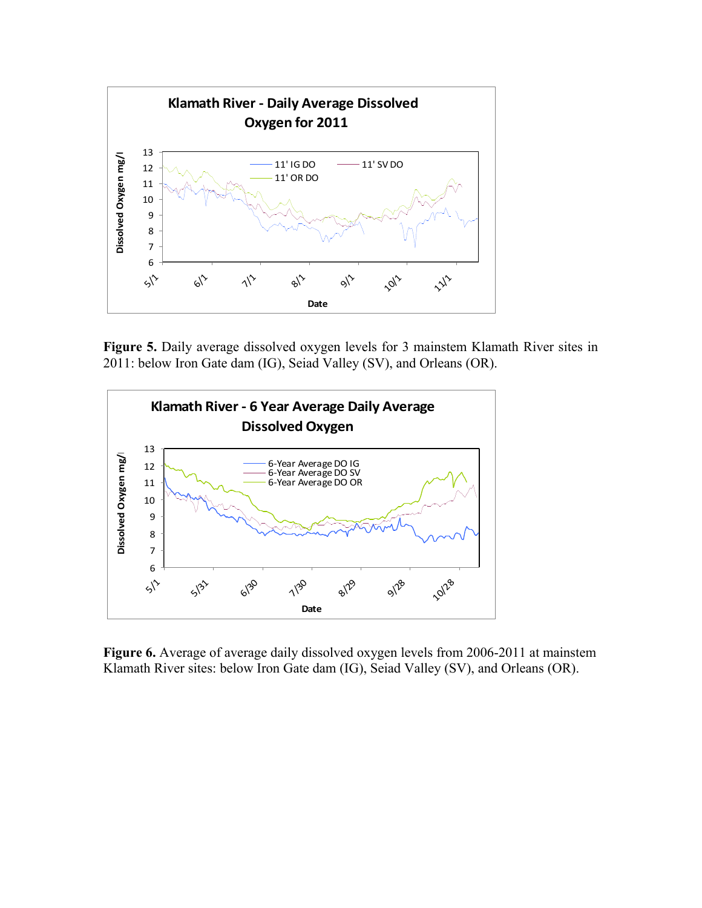**Figure 5.** Daily average dissolved oxygen levels for 3 mainstem Klamath River sites in 2011: below Iron Gate dam (IG), Seiad Valley (SV), and Orleans (OR).

**Figure 6.** Average of average daily dissolved oxygen levels from 2006-2011 at mainstem Klamath River sites: below Iron Gate dam (IG), Seiad Valley (SV), and Orleans (OR).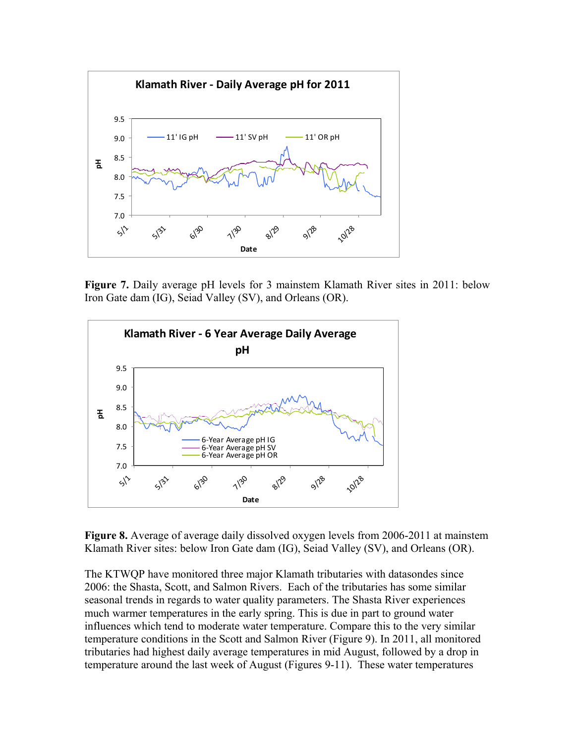**Figure 7.** Daily average pH levels for 3 mainstem Klamath River sites in 2011: below Iron Gate dam (IG), Seiad Valley (SV), and Orleans (OR).

**Figure 8.** Average of average daily dissolved oxygen levels from 2006-2011 at mainstem Klamath River sites: below Iron Gate dam (IG), Seiad Valley (SV), and Orleans (OR).

The KTWQP have monitored three major Klamath tributaries with datasondes since 2006: the Shasta, Scott, and Salmon Rivers. Each of the tributaries has some similar seasonal trends in regards to water quality parameters. The Shasta River experiences much warmer temperatures in the early spring. This is due in part to ground water influences which tend to moderate water temperature. Compare this to the very similar temperature conditions in the Scott and Salmon River (Figure 9). In 2011, all monitored tributaries had highest daily average temperatures in mid August, followed by a drop in temperature around the last week of August (Figures 9-11). These water temperatures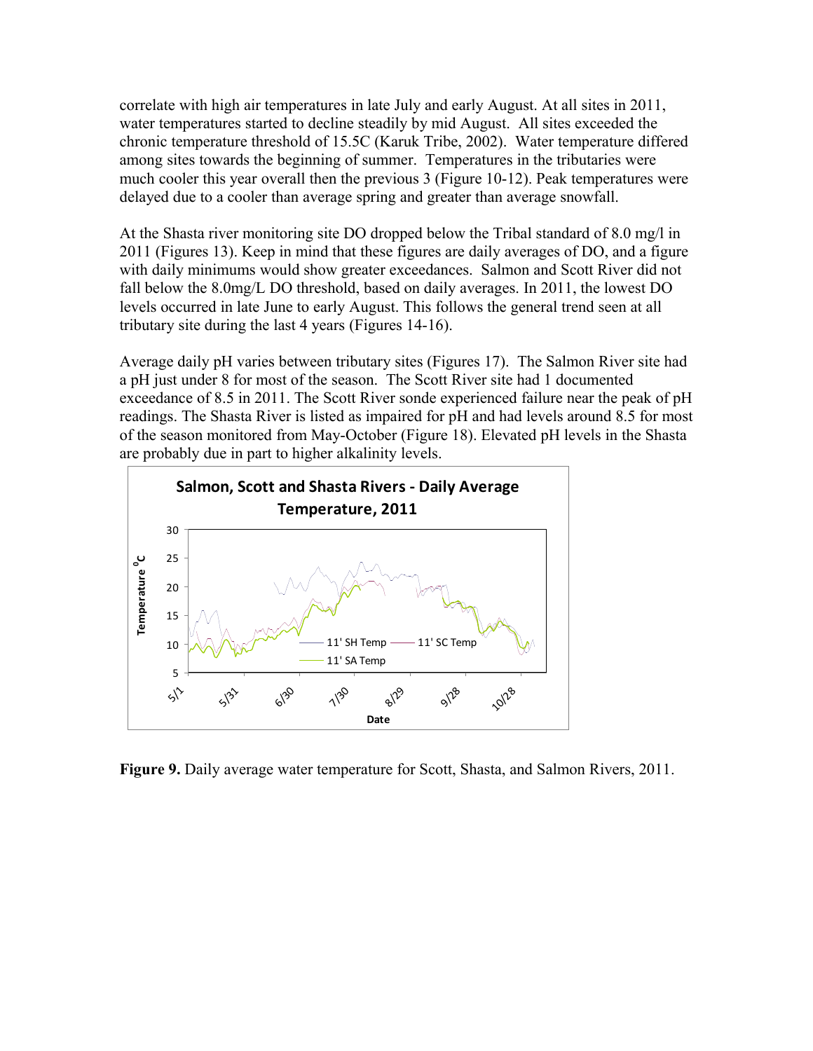correlate with high air temperatures in late July and early August. At all sites in 2011, water temperatures started to decline steadily by mid August. All sites exceeded the chronic temperature threshold of 15.5C (Karuk Tribe, 2002). Water temperature differed among sites towards the beginning of summer. Temperatures in the tributaries were much cooler this year overall then the previous 3 (Figure 10-12). Peak temperatures were delayed due to a cooler than average spring and greater than average snowfall.

At the Shasta river monitoring site DO dropped below the Tribal standard of 8.0 mg/l in 2011 (Figures 13). Keep in mind that these figures are daily averages of DO, and a figure with daily minimums would show greater exceedances. Salmon and Scott River did not fall below the 8.0mg/L DO threshold, based on daily averages. In 2011, the lowest DO levels occurred in late June to early August. This follows the general trend seen at all tributary site during the last 4 years (Figures 14-16).

Average daily pH varies between tributary sites (Figures 17). The Salmon River site had a pH just under 8 for most of the season. The Scott River site had 1 documented exceedance of 8.5 in 2011. The Scott River sonde experienced failure near the peak of pH readings. The Shasta River is listed as impaired for pH and had levels around 8.5 for most of the season monitored from May-October (Figure 18). Elevated pH levels in the Shasta are probably due in part to higher alkalinity levels.

**Figure 9.** Daily average water temperature for Scott, Shasta, and Salmon Rivers, 2011.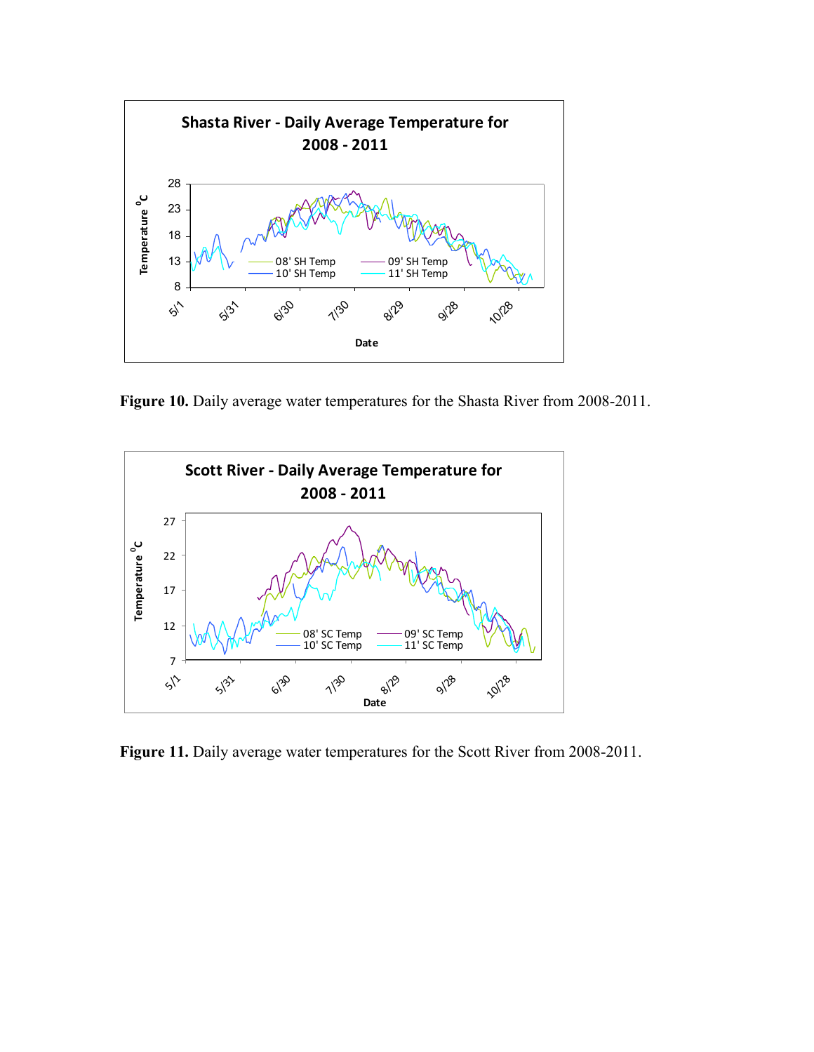Figure 10. Daily average water temperatures for the Shasta River from 2008-2011.

Figure 11. Daily average water temperatures for the Scott River from 2008-2011.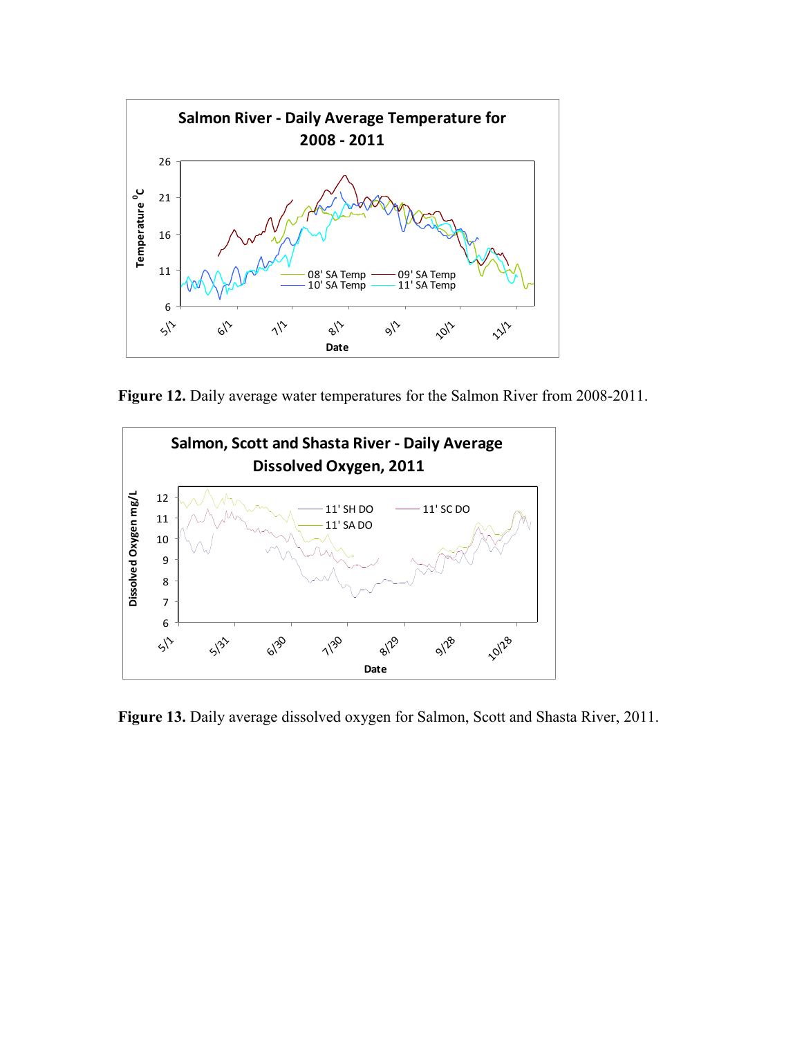**Figure 12.** Daily average water temperatures for the Salmon River from 2008-2011.

**Figure 13.** Daily average dissolved oxygen for Salmon, Scott and Shasta River, 2011.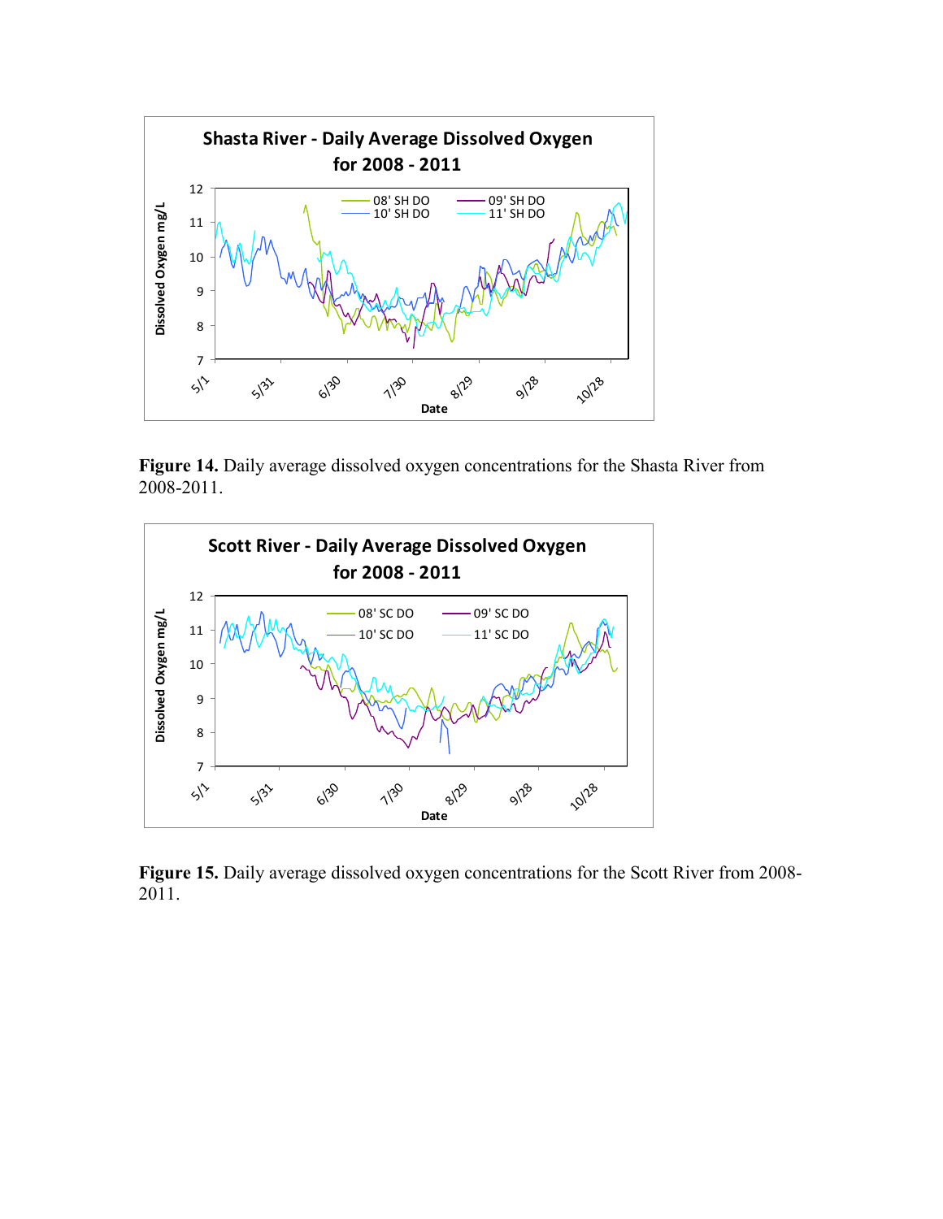**Figure 14.** Daily average dissolved oxygen concentrations for the Shasta River from 2008-2011.

**Figure 15.** Daily average dissolved oxygen concentrations for the Scott River from 2008-2011.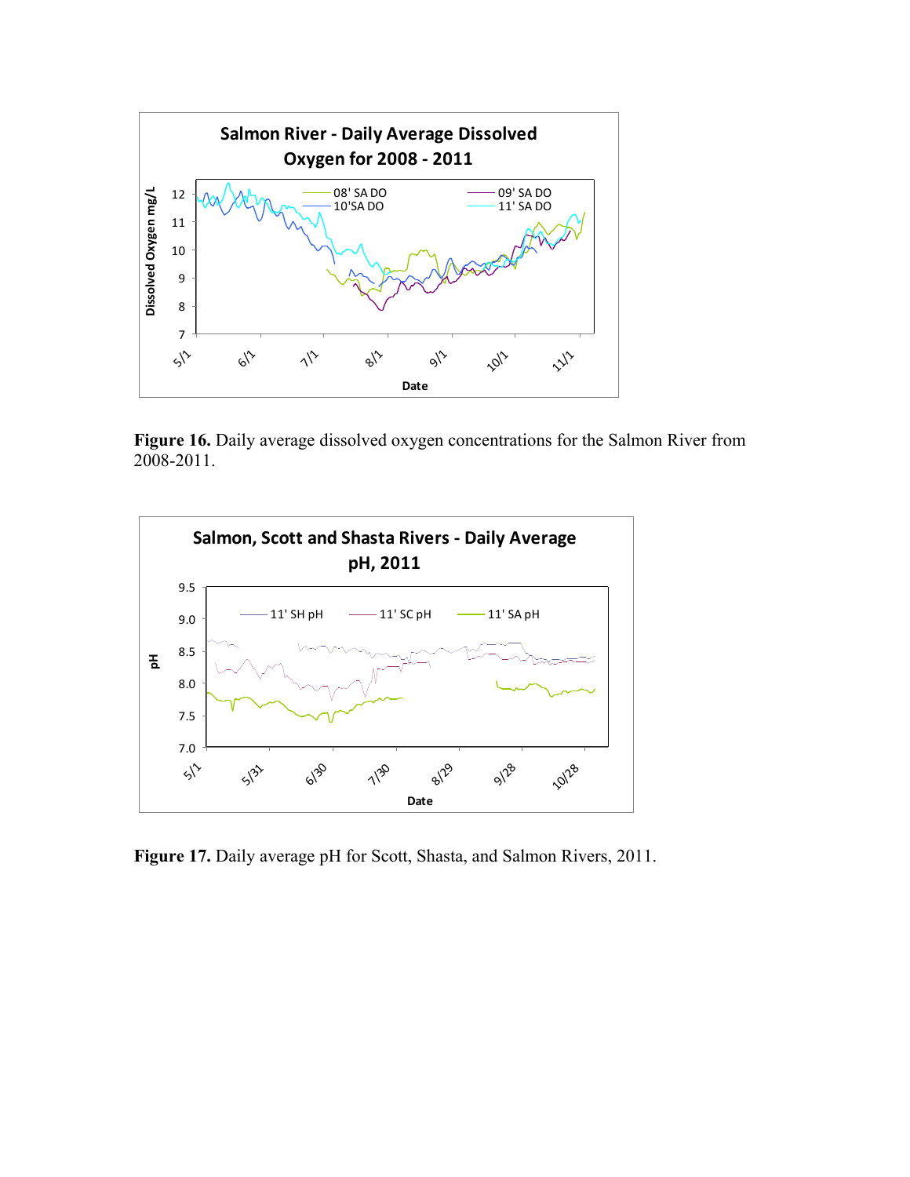**Figure 16.** Daily average dissolved oxygen concentrations for the Salmon River from 2008-2011.

**Figure 17.** Daily average pH for Scott, Shasta, and Salmon Rivers, 2011.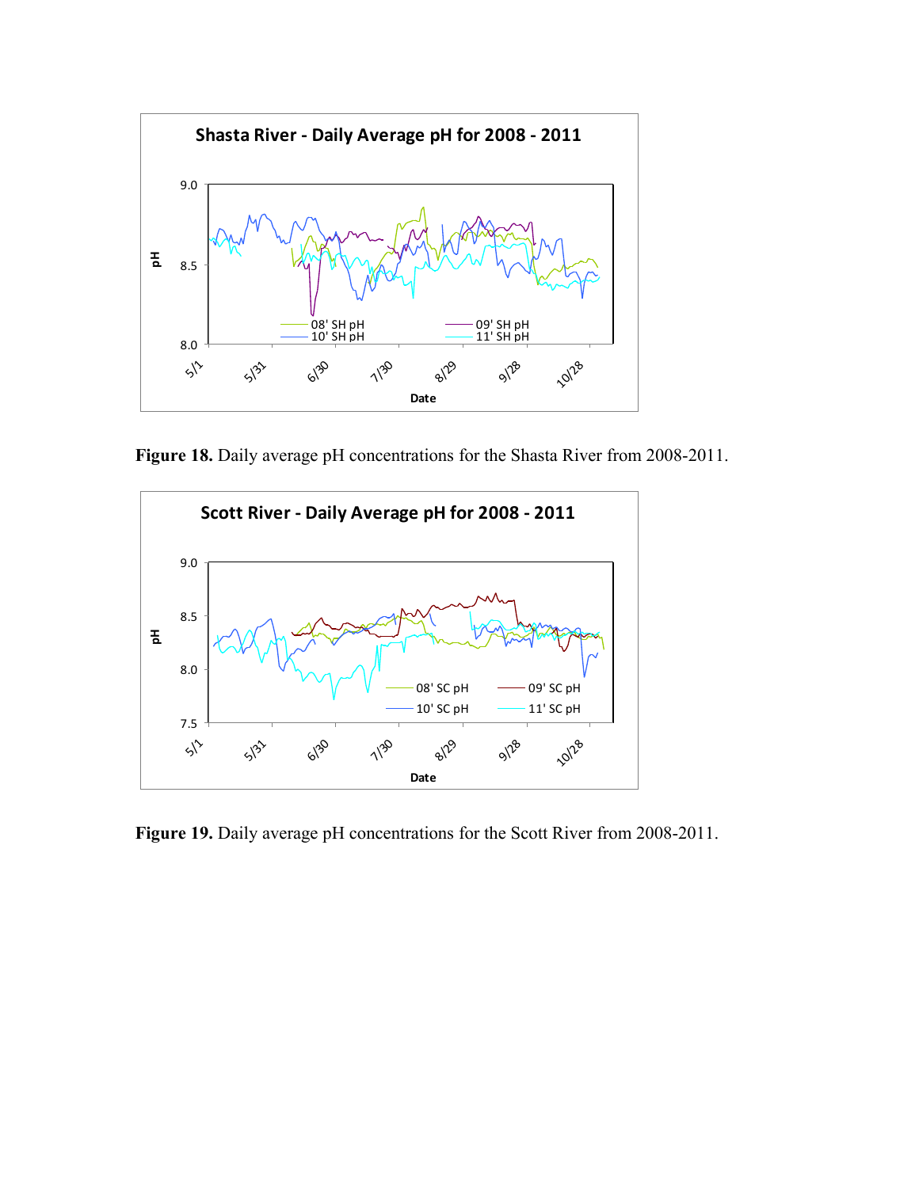**Figure 18.** Daily average pH concentrations for the Shasta River from 2008-2011.

**Figure 19.** Daily average pH concentrations for the Scott River from 2008-2011.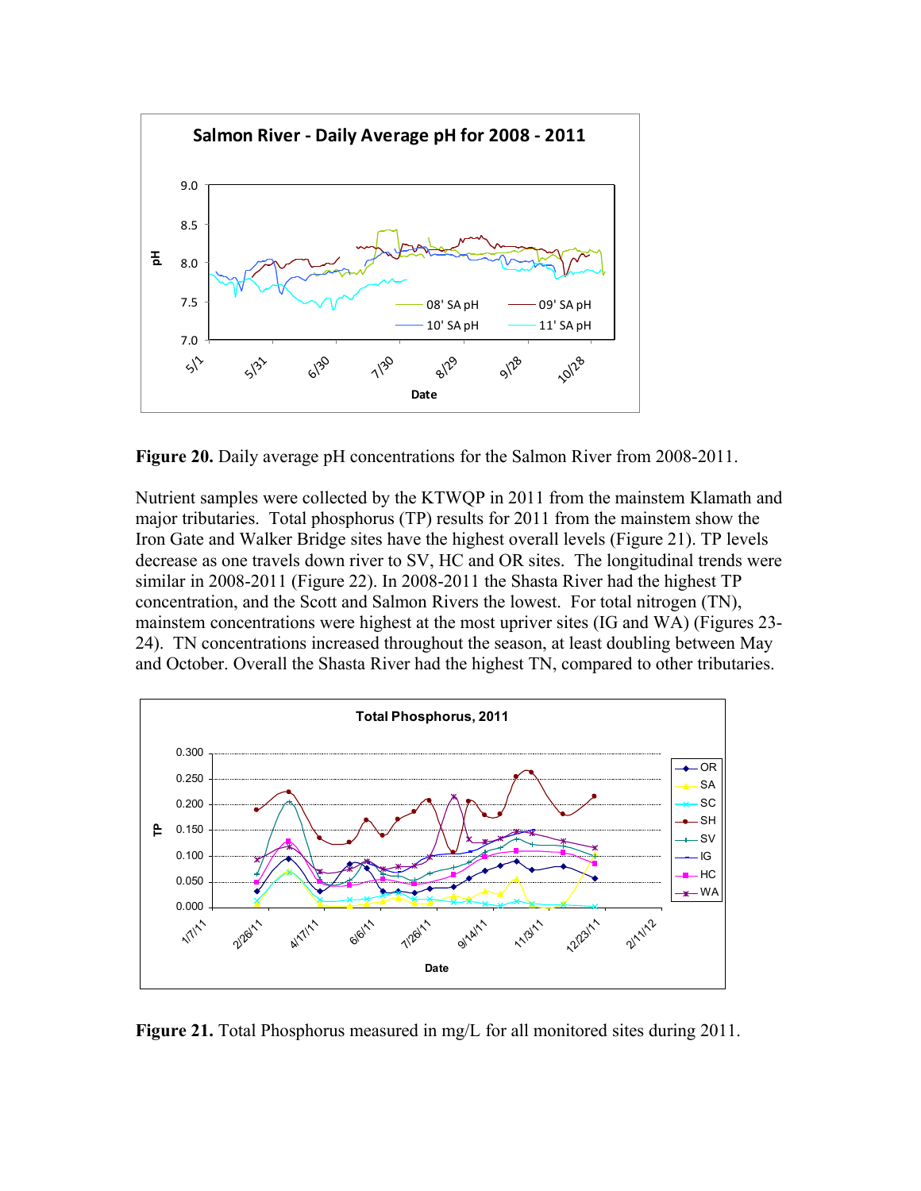**Figure 20.** Daily average pH concentrations for the Salmon River from 2008-2011.

Nutrient samples were collected by the KTWQP in 2011 from the mainstem Klamath and major tributaries. Total phosphorus (TP) results for 2011 from the mainstem show the Iron Gate and Walker Bridge sites have the highest overall levels (Figure 21). TP levels decrease as one travels down river to SV, HC and OR sites. The longitudinal trends were similar in 2008-2011 (Figure 22). In 2008-2011 the Shasta River had the highest TP concentration, and the Scott and Salmon Rivers the lowest. For total nitrogen (TN), mainstem concentrations were highest at the most upriver sites (IG and WA) (Figures 23-24). TN concentrations increased throughout the season, at least doubling between May and October. Overall the Shasta River had the highest TN, compared to other tributaries.

**Figure 21.** Total Phosphorus measured in mg/L for all monitored sites during 2011.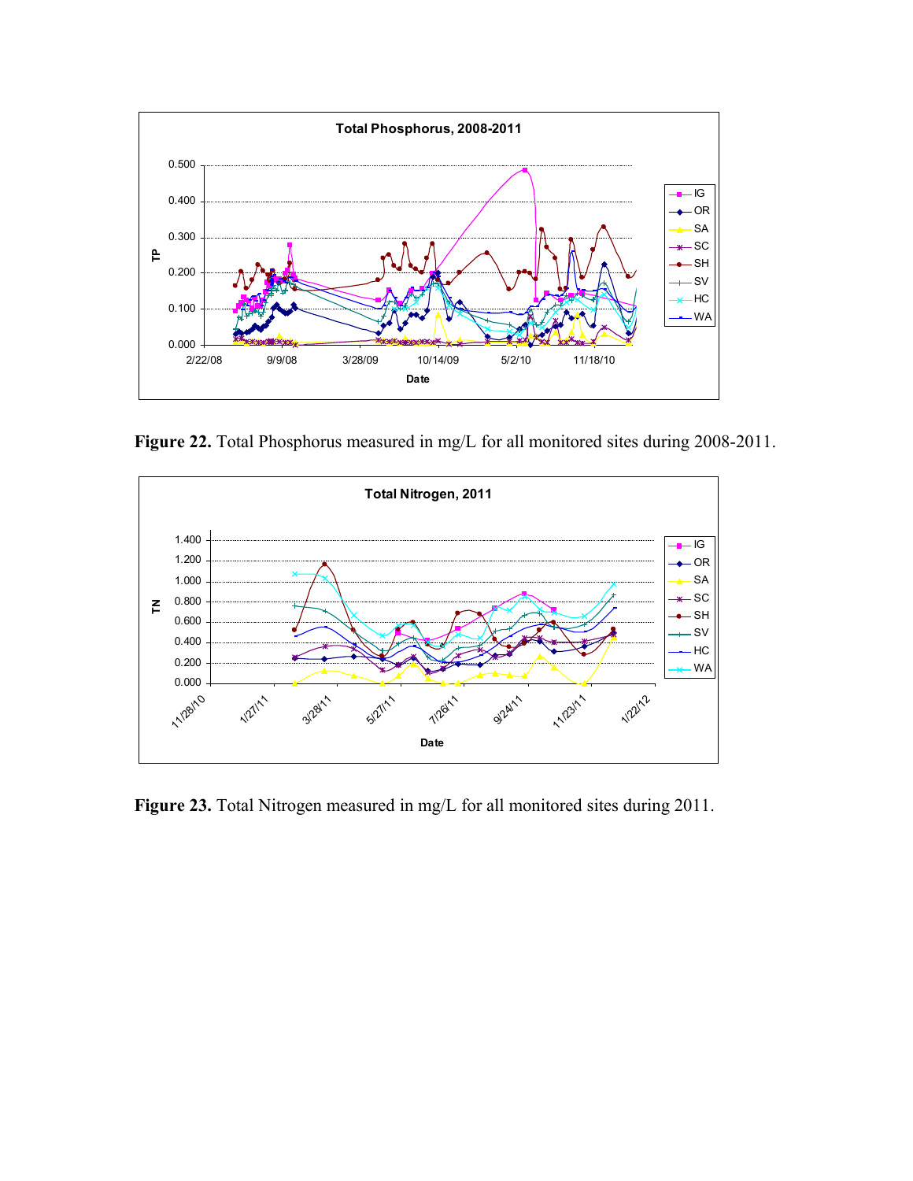**Figure 22.** Total Phosphorus measured in mg/L for all monitored sites during 2008-2011.

**Figure 23.** Total Nitrogen measured in mg/L for all monitored sites during 2011.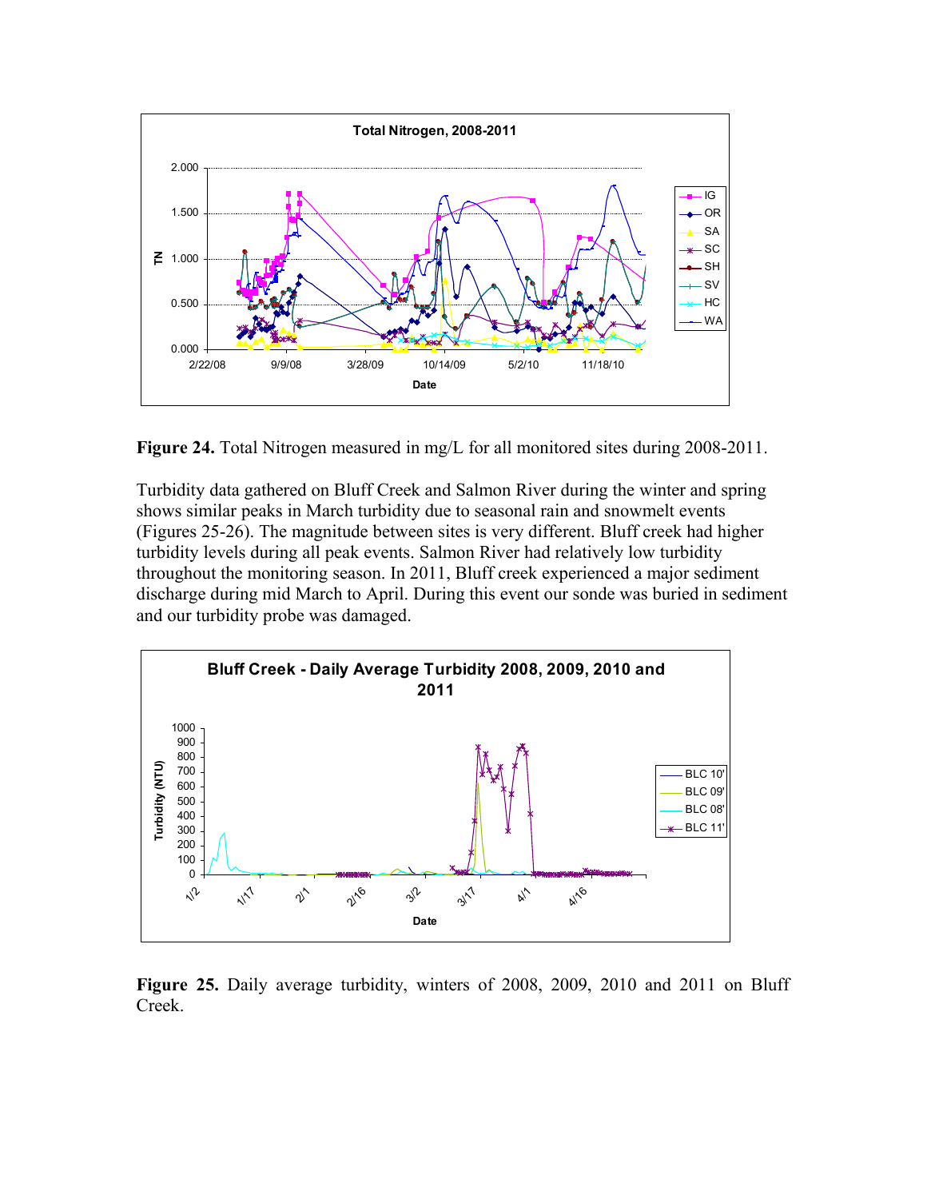**Figure 24.** Total Nitrogen measured in mg/L for all monitored sites during 2008-2011.

Turbidity data gathered on Bluff Creek and Salmon River during the winter and spring shows similar peaks in March turbidity due to seasonal rain and snowmelt events (Figures 25-26). The magnitude between sites is very different. Bluff creek had higher turbidity levels during all peak events. Salmon River had relatively low turbidity throughout the monitoring season. In 2011, Bluff creek experienced a major sediment discharge during mid March to April. During this event our sonde was buried in sediment and our turbidity probe was damaged.

**Figure 25.** Daily average turbidity, winters of 2008, 2009, 2010 and 2011 on Bluff Creek.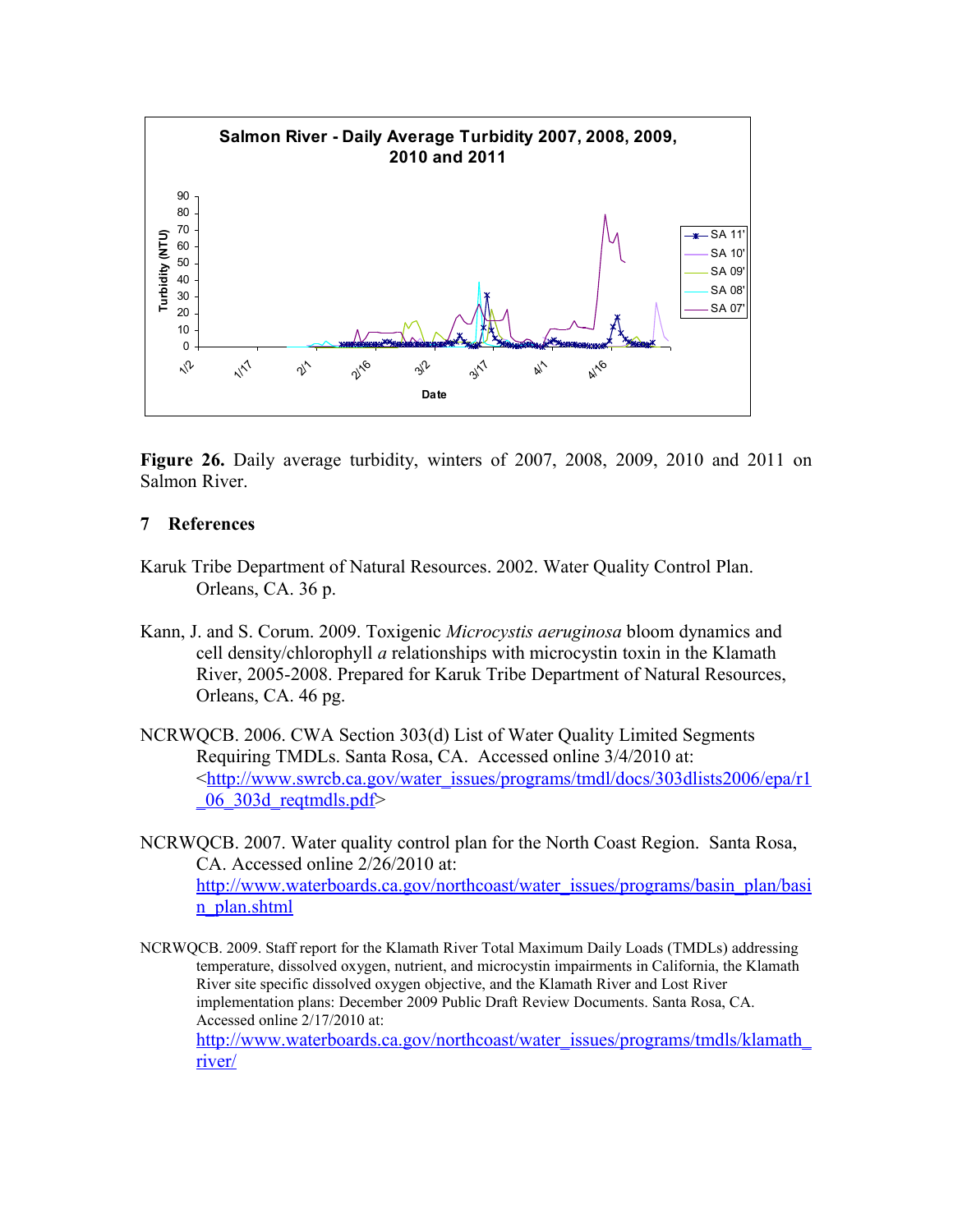Salmon River - Daily Average Turbidity 2007, 2008, 2009, 2010 and 2011

Turbidity (NTU)

90
80
70
60
50
40
30
20
10
0

1/2
1/17
2/1
2/16
3/2
3/17
4/1
4/16

Date

SA 11'
SA 10'
SA 09'
SA 08'
SA 07'

**Figure 26.** Daily average turbidity, winters of 2007, 2008, 2009, 2010 and 2011 on Salmon River.

## 7 References

Karuk Tribe Department of Natural Resources. 2002. Water Quality Control Plan. Orleans, CA. 36 p.

Kann, J. and S. Corum. 2009. Toxigenic *Microcystis aeruginosa* bloom dynamics and cell density/chlorophyll *a* relationships with microcystin toxin in the Klamath River, 2005-2008. Prepared for Karuk Tribe Department of Natural Resources, Orleans, CA. 46 pg.

NCRWQCB. 2006. CWA Section 303(d) List of Water Quality Limited Segments Requiring TMDLs. Santa Rosa, CA. Accessed online 3/4/2010 at: <http://www.swrcb.ca.gov/water_issues/programs/tmdl/docs/303dlists2006/epa/r1_06_303d_reqtmdls.pdf>

NCRWQCB. 2007. Water quality control plan for the North Coast Region. Santa Rosa, CA. Accessed online 2/26/2010 at: http://www.waterboards.ca.gov/northcoast/water_issues/programs/basin_plan/basin_plan.shtml

NCRWQCB. 2009. Staff report for the Klamath River Total Maximum Daily Loads (TMDLs) addressing temperature, dissolved oxygen, nutrient, and microcystin impairments in California, the Klamath River site specific dissolved oxygen objective, and the Klamath River and Lost River implementation plans: December 2009 Public Draft Review Documents. Santa Rosa, CA. Accessed online 2/17/2010 at: http://www.waterboards.ca.gov/northcoast/water_issues/programs/tmdls/klamath_river/